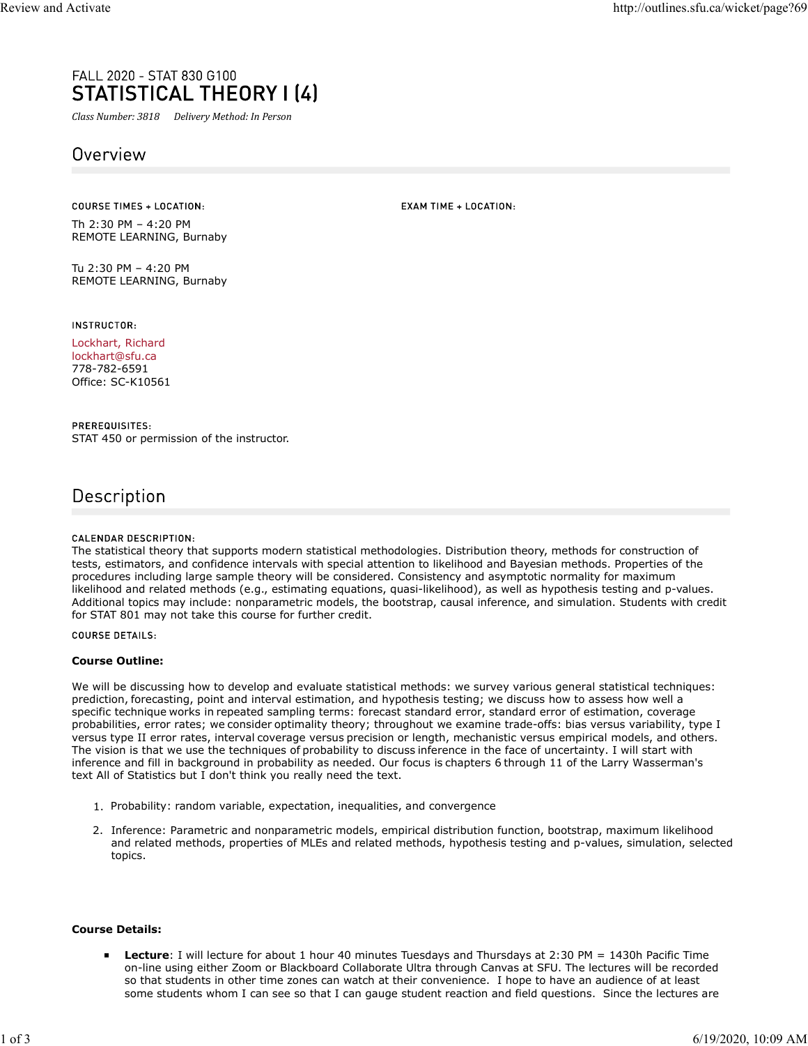FALL 2020 - STAT 830 G100

# STATISTICAL THEORY I (4)

*Class Number: 3818 Delivery Method: In Person*

## Overview

**COURSE TIMES + LOCATION:**

Th 2:30 PM – 4:20 PM
REMOTE LEARNING, Burnaby

Tu 2:30 PM – 4:20 PM
REMOTE LEARNING, Burnaby

**EXAM TIME + LOCATION:**

**INSTRUCTOR:**

Lockhart, Richard
lockhart@sfu.ca
778-782-6591
Office: SC-K10561

**PREREQUISITES:**
STAT 450 or permission of the instructor.

## Description

**CALENDAR DESCRIPTION:**
The statistical theory that supports modern statistical methodologies. Distribution theory, methods for construction of tests, estimators, and confidence intervals with special attention to likelihood and Bayesian methods. Properties of the procedures including large sample theory will be considered. Consistency and asymptotic normality for maximum likelihood and related methods (e.g., estimating equations, quasi-likelihood), as well as hypothesis testing and p-values. Additional topics may include: nonparametric models, the bootstrap, causal inference, and simulation. Students with credit for STAT 801 may not take this course for further credit.

**COURSE DETAILS:**

**Course Outline:**

We will be discussing how to develop and evaluate statistical methods: we survey various general statistical techniques: prediction, forecasting, point and interval estimation, and hypothesis testing; we discuss how to assess how well a specific technique works in repeated sampling terms: forecast standard error, standard error of estimation, coverage probabilities, error rates; we consider optimality theory; throughout we examine trade-offs: bias versus variability, type I versus type II error rates, interval coverage versus precision or length, mechanistic versus empirical models, and others. The vision is that we use the techniques of probability to discuss inference in the face of uncertainty. I will start with inference and fill in background in probability as needed. Our focus is chapters 6 through 11 of the Larry Wasserman's text All of Statistics but I don't think you really need the text.

1. Probability: random variable, expectation, inequalities, and convergence
2. Inference: Parametric and nonparametric models, empirical distribution function, bootstrap, maximum likelihood and related methods, properties of MLEs and related methods, hypothesis testing and p-values, simulation, selected topics.

**Course Details:**

- **Lecture**: I will lecture for about 1 hour 40 minutes Tuesdays and Thursdays at 2:30 PM = 1430h Pacific Time on-line using either Zoom or Blackboard Collaborate Ultra through Canvas at SFU. The lectures will be recorded so that students in other time zones can watch at their convenience. I hope to have an audience of at least some students whom I can see so that I can gauge student reaction and field questions. Since the lectures are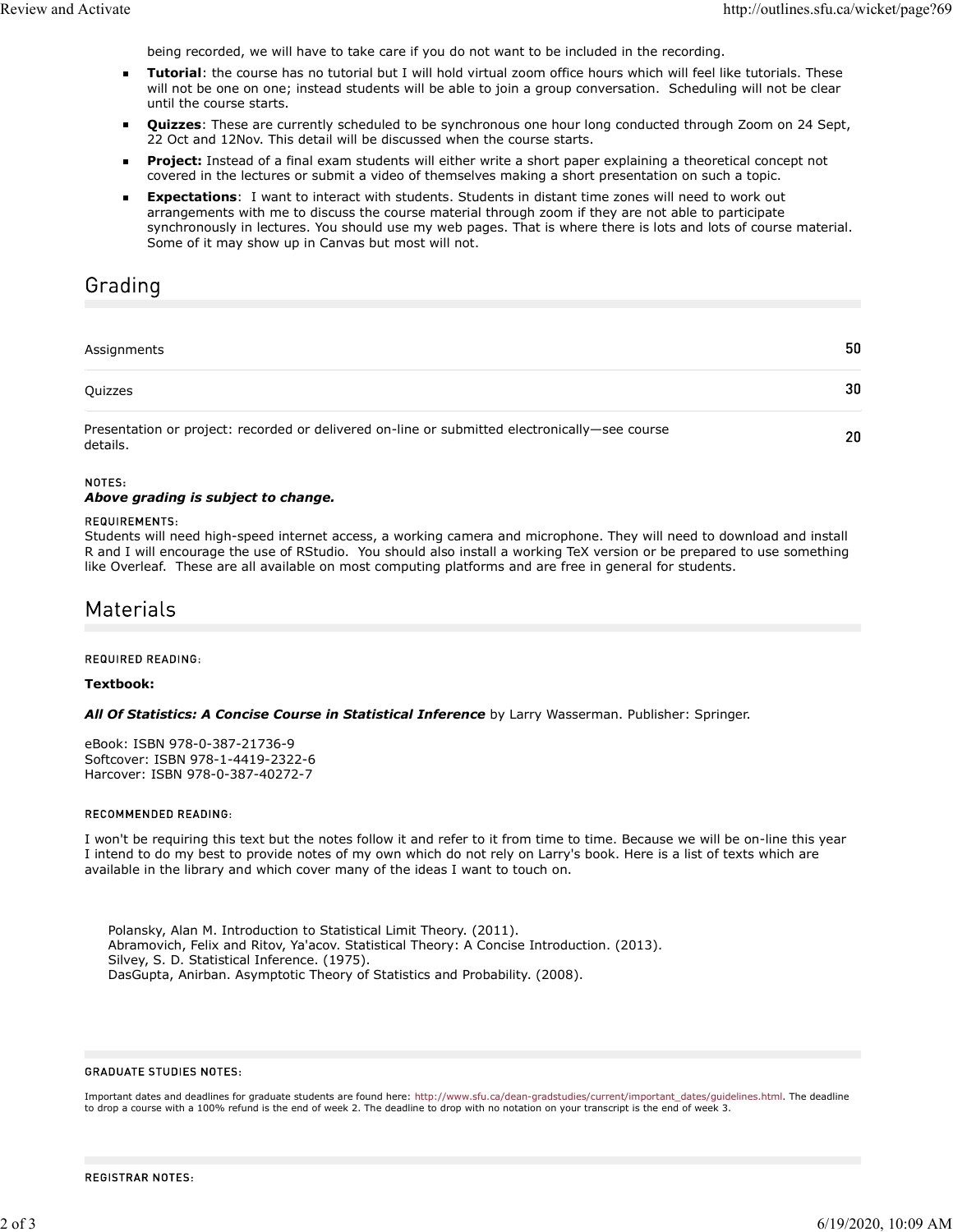being recorded, we will have to take care if you do not want to be included in the recording.

- **Tutorial**: the course has no tutorial but I will hold virtual zoom office hours which will feel like tutorials. These will not be one on one; instead students will be able to join a group conversation. Scheduling will not be clear until the course starts.
- **Quizzes**: These are currently scheduled to be synchronous one hour long conducted through Zoom on 24 Sept, 22 Oct and 12Nov. This detail will be discussed when the course starts.
- **Project:** Instead of a final exam students will either write a short paper explaining a theoretical concept not covered in the lectures or submit a video of themselves making a short presentation on such a topic.
- **Expectations**: I want to interact with students. Students in distant time zones will need to work out arrangements with me to discuss the course material through zoom if they are not able to participate synchronously in lectures. You should use my web pages. That is where there is lots and lots of course material. Some of it may show up in Canvas but most will not.

## Grading

| | |
|---|---|
| Assignments | 50 |
| Quizzes | 30 |
| Presentation or project: recorded or delivered on-line or submitted electronically—see course details. | 20 |

NOTES:

***Above grading is subject to change.***

REQUIREMENTS:

Students will need high-speed internet access, a working camera and microphone. They will need to download and install R and I will encourage the use of RStudio. You should also install a working TeX version or be prepared to use something like Overleaf. These are all available on most computing platforms and are free in general for students.

## Materials

REQUIRED READING:

**Textbook:**

***All Of Statistics: A Concise Course in Statistical Inference*** by Larry Wasserman. Publisher: Springer.

eBook: ISBN 978-0-387-21736-9
Softcover: ISBN 978-1-4419-2322-6
Harcover: ISBN 978-0-387-40272-7

RECOMMENDED READING:

I won't be requiring this text but the notes follow it and refer to it from time to time. Because we will be on-line this year I intend to do my best to provide notes of my own which do not rely on Larry's book. Here is a list of texts which are available in the library and which cover many of the ideas I want to touch on.

Polansky, Alan M. Introduction to Statistical Limit Theory. (2011).
Abramovich, Felix and Ritov, Ya'acov. Statistical Theory: A Concise Introduction. (2013).
Silvey, S. D. Statistical Inference. (1975).
DasGupta, Anirban. Asymptotic Theory of Statistics and Probability. (2008).

GRADUATE STUDIES NOTES:

Important dates and deadlines for graduate students are found here: http://www.sfu.ca/dean-gradstudies/current/important_dates/guidelines.html. The deadline to drop a course with a 100% refund is the end of week 2. The deadline to drop with no notation on your transcript is the end of week 3.

REGISTRAR NOTES: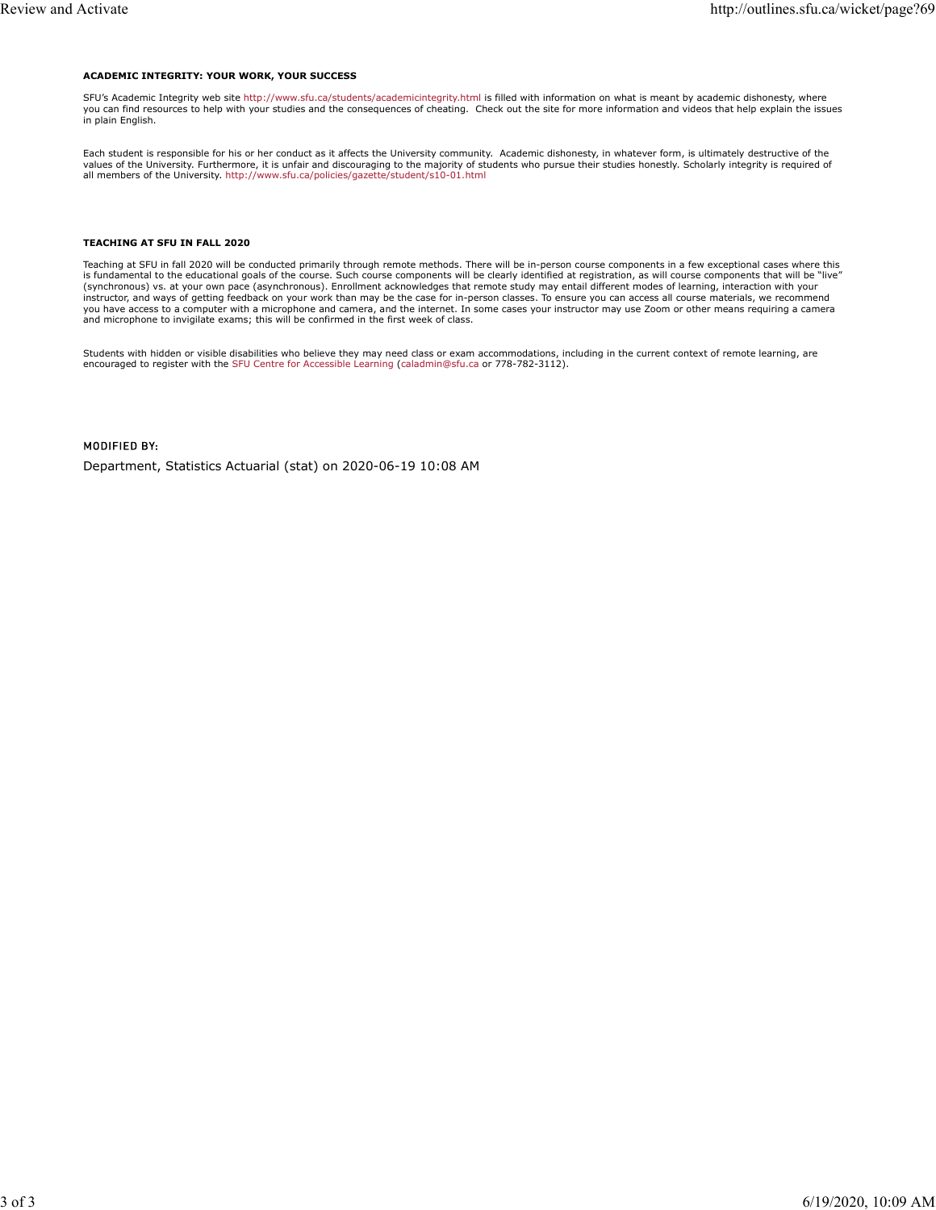**ACADEMIC INTEGRITY: YOUR WORK, YOUR SUCCESS**

SFU's Academic Integrity web site http://www.sfu.ca/students/academicintegrity.html is filled with information on what is meant by academic dishonesty, where you can find resources to help with your studies and the consequences of cheating. Check out the site for more information and videos that help explain the issues in plain English.

Each student is responsible for his or her conduct as it affects the University community. Academic dishonesty, in whatever form, is ultimately destructive of the values of the University. Furthermore, it is unfair and discouraging to the majority of students who pursue their studies honestly. Scholarly integrity is required of all members of the University. http://www.sfu.ca/policies/gazette/student/s10-01.html

**TEACHING AT SFU IN FALL 2020**

Teaching at SFU in fall 2020 will be conducted primarily through remote methods. There will be in-person course components in a few exceptional cases where this is fundamental to the educational goals of the course. Such course components will be clearly identified at registration, as will course components that will be "live" (synchronous) vs. at your own pace (asynchronous). Enrollment acknowledges that remote study may entail different modes of learning, interaction with your instructor, and ways of getting feedback on your work than may be the case for in-person classes. To ensure you can access all course materials, we recommend you have access to a computer with a microphone and camera, and the internet. In some cases your instructor may use Zoom or other means requiring a camera and microphone to invigilate exams; this will be confirmed in the first week of class.

Students with hidden or visible disabilities who believe they may need class or exam accommodations, including in the current context of remote learning, are encouraged to register with the SFU Centre for Accessible Learning (caladmin@sfu.ca or 778-782-3112).

MODIFIED BY:

Department, Statistics Actuarial (stat) on 2020-06-19 10:08 AM